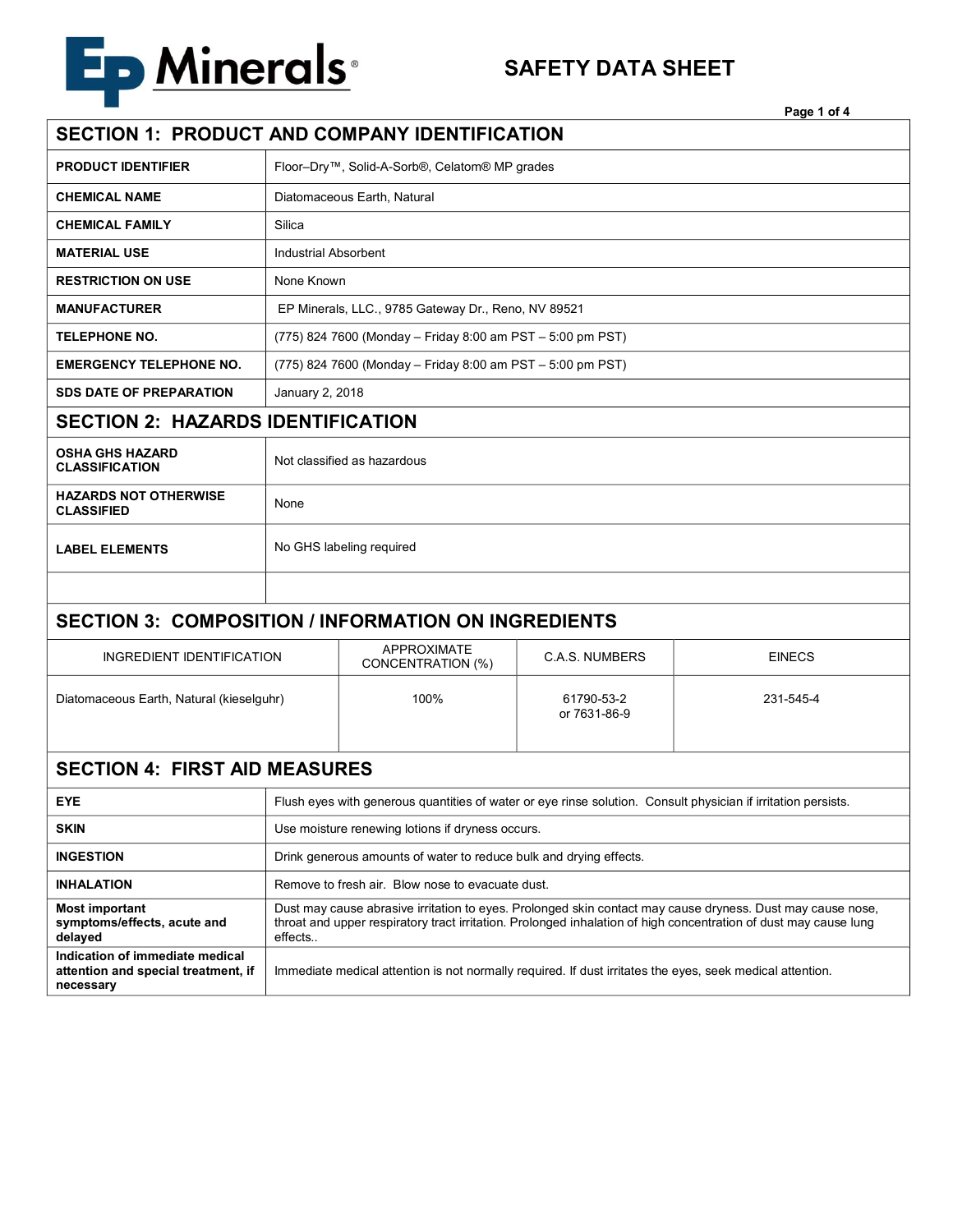# EP Minerals®

# SAFETY DATA SHEET

## SECTION 1: PRODUCT AND COMPANY IDENTIFICATION

| | |
|---|---|
| **PRODUCT IDENTIFIER** | Floor–Dry™, Solid-A-Sorb®, Celatom® MP grades |
| **CHEMICAL NAME** | Diatomaceous Earth, Natural |
| **CHEMICAL FAMILY** | Silica |
| **MATERIAL USE** | Industrial Absorbent |
| **RESTRICTION ON USE** | None Known |
| **MANUFACTURER** | EP Minerals, LLC., 9785 Gateway Dr., Reno, NV 89521 |
| **TELEPHONE NO.** | (775) 824 7600 (Monday – Friday 8:00 am PST – 5:00 pm PST) |
| **EMERGENCY TELEPHONE NO.** | (775) 824 7600 (Monday – Friday 8:00 am PST – 5:00 pm PST) |
| **SDS DATE OF PREPARATION** | January 2, 2018 |

## SECTION 2: HAZARDS IDENTIFICATION

| | |
|---|---|
| **OSHA GHS HAZARD CLASSIFICATION** | Not classified as hazardous |
| **HAZARDS NOT OTHERWISE CLASSIFIED** | None |
| **LABEL ELEMENTS** | No GHS labeling required |
| | |

## SECTION 3: COMPOSITION / INFORMATION ON INGREDIENTS

| INGREDIENT IDENTIFICATION | APPROXIMATE CONCENTRATION (%) | C.A.S. NUMBERS | EINECS |
|---|---|---|---|
| Diatomaceous Earth, Natural (kieselguhr) | 100% | 61790-53-2 or 7631-86-9 | 231-545-4 |

## SECTION 4: FIRST AID MEASURES

| | |
|---|---|
| **EYE** | Flush eyes with generous quantities of water or eye rinse solution. Consult physician if irritation persists. |
| **SKIN** | Use moisture renewing lotions if dryness occurs. |
| **INGESTION** | Drink generous amounts of water to reduce bulk and drying effects. |
| **INHALATION** | Remove to fresh air. Blow nose to evacuate dust. |
| **Most important symptoms/effects, acute and delayed** | Dust may cause abrasive irritation to eyes. Prolonged skin contact may cause dryness. Dust may cause nose, throat and upper respiratory tract irritation. Prolonged inhalation of high concentration of dust may cause lung effects.. |
| **Indication of immediate medical attention and special treatment, if necessary** | Immediate medical attention is not normally required. If dust irritates the eyes, seek medical attention. |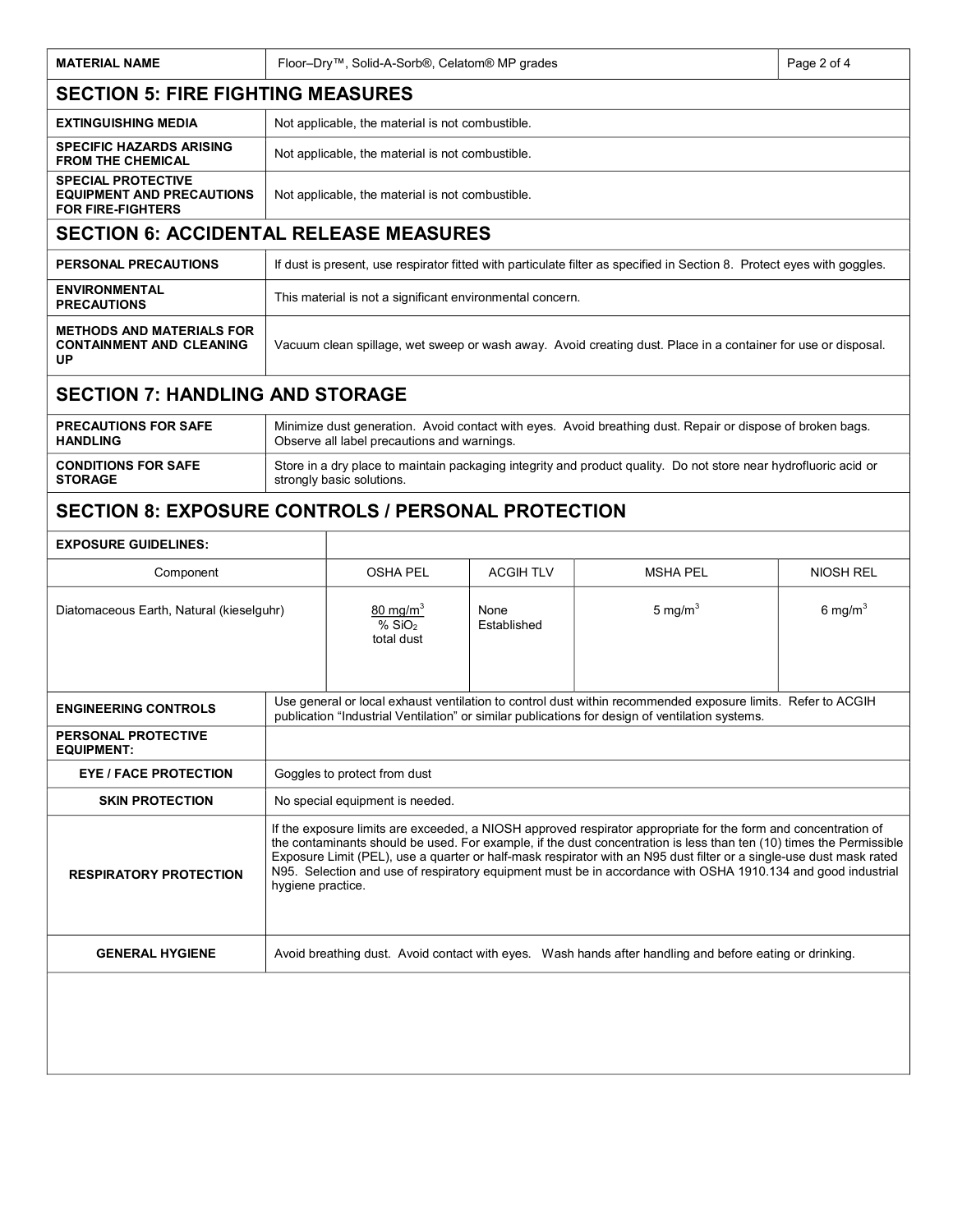| MATERIAL NAME | Floor–Dry™, Solid-A-Sorb®, Celatom® MP grades |
|---|---|

## SECTION 5: FIRE FIGHTING MEASURES

| | |
|---|---|
| **EXTINGUISHING MEDIA** | Not applicable, the material is not combustible. |
| **SPECIFIC HAZARDS ARISING FROM THE CHEMICAL** | Not applicable, the material is not combustible. |
| **SPECIAL PROTECTIVE EQUIPMENT AND PRECAUTIONS FOR FIRE-FIGHTERS** | Not applicable, the material is not combustible. |

## SECTION 6: ACCIDENTAL RELEASE MEASURES

| | |
|---|---|
| **PERSONAL PRECAUTIONS** | If dust is present, use respirator fitted with particulate filter as specified in Section 8. Protect eyes with goggles. |
| **ENVIRONMENTAL PRECAUTIONS** | This material is not a significant environmental concern. |
| **METHODS AND MATERIALS FOR CONTAINMENT AND CLEANING UP** | Vacuum clean spillage, wet sweep or wash away. Avoid creating dust. Place in a container for use or disposal. |

## SECTION 7: HANDLING AND STORAGE

| | |
|---|---|
| **PRECAUTIONS FOR SAFE HANDLING** | Minimize dust generation. Avoid contact with eyes. Avoid breathing dust. Repair or dispose of broken bags. Observe all label precautions and warnings. |
| **CONDITIONS FOR SAFE STORAGE** | Store in a dry place to maintain packaging integrity and product quality. Do not store near hydrofluoric acid or strongly basic solutions. |

## SECTION 8: EXPOSURE CONTROLS / PERSONAL PROTECTION

**EXPOSURE GUIDELINES:**

| Component | OSHA PEL | ACGIH TLV | MSHA PEL | NIOSH REL |
|---|---|---|---|---|
| Diatomaceous Earth, Natural (kieselguhr) | $\frac{80\ mg/m^3}{\%\ SiO_2}$ total dust | None Established | 5 $mg/m^3$ | 6 $mg/m^3$ |

| | |
|---|---|
| **ENGINEERING CONTROLS** | Use general or local exhaust ventilation to control dust within recommended exposure limits. Refer to ACGIH publication "Industrial Ventilation" or similar publications for design of ventilation systems. |
| **PERSONAL PROTECTIVE EQUIPMENT:** | |
| **EYE / FACE PROTECTION** | Goggles to protect from dust |
| **SKIN PROTECTION** | No special equipment is needed. |
| **RESPIRATORY PROTECTION** | If the exposure limits are exceeded, a NIOSH approved respirator appropriate for the form and concentration of the contaminants should be used. For example, if the dust concentration is less than ten (10) times the Permissible Exposure Limit (PEL), use a quarter or half-mask respirator with an N95 dust filter or a single-use dust mask rated N95. Selection and use of respiratory equipment must be in accordance with OSHA 1910.134 and good industrial hygiene practice. |
| **GENERAL HYGIENE** | Avoid breathing dust. Avoid contact with eyes. Wash hands after handling and before eating or drinking. |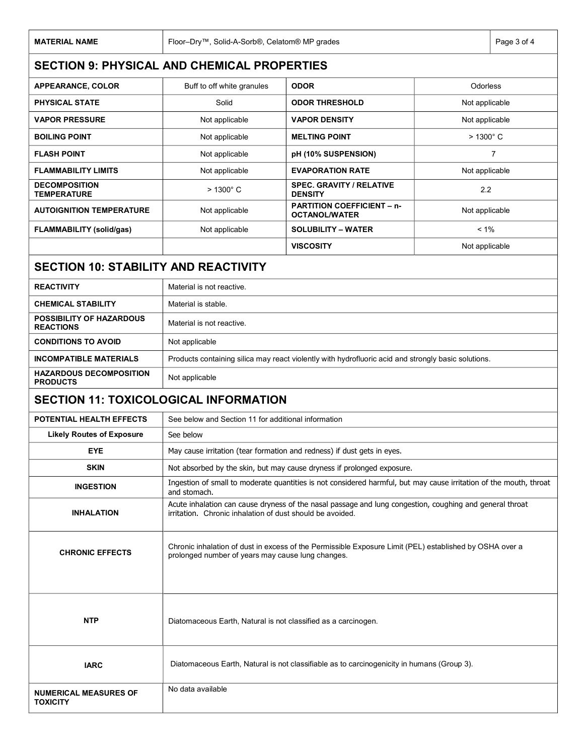| MATERIAL NAME | Floor–Dry™, Solid-A-Sorb®, Celatom® MP grades |
|---|---|

## SECTION 9: PHYSICAL AND CHEMICAL PROPERTIES

| | | | |
|---|---|---|---|
| **APPEARANCE, COLOR** | Buff to off white granules | **ODOR** | Odorless |
| **PHYSICAL STATE** | Solid | **ODOR THRESHOLD** | Not applicable |
| **VAPOR PRESSURE** | Not applicable | **VAPOR DENSITY** | Not applicable |
| **BOILING POINT** | Not applicable | **MELTING POINT** | > 1300° C |
| **FLASH POINT** | Not applicable | **pH (10% SUSPENSION)** | 7 |
| **FLAMMABILITY LIMITS** | Not applicable | **EVAPORATION RATE** | Not applicable |
| **DECOMPOSITION TEMPERATURE** | > 1300° C | **SPEC. GRAVITY / RELATIVE DENSITY** | 2.2 |
| **AUTOIGNITION TEMPERATURE** | Not applicable | **PARTITION COEFFICIENT – n-OCTANOL/WATER** | Not applicable |
| **FLAMMABILITY (solid/gas)** | Not applicable | **SOLUBILITY – WATER** | < 1% |
| | | **VISCOSITY** | Not applicable |

## SECTION 10: STABILITY AND REACTIVITY

| | |
|---|---|
| **REACTIVITY** | Material is not reactive. |
| **CHEMICAL STABILITY** | Material is stable. |
| **POSSIBILITY OF HAZARDOUS REACTIONS** | Material is not reactive. |
| **CONDITIONS TO AVOID** | Not applicable |
| **INCOMPATIBLE MATERIALS** | Products containing silica may react violently with hydrofluoric acid and strongly basic solutions. |
| **HAZARDOUS DECOMPOSITION PRODUCTS** | Not applicable |

## SECTION 11: TOXICOLOGICAL INFORMATION

| | |
|---|---|
| **POTENTIAL HEALTH EFFECTS** | See below and Section 11 for additional information |
| **Likely Routes of Exposure** | See below |
| **EYE** | May cause irritation (tear formation and redness) if dust gets in eyes. |
| **SKIN** | Not absorbed by the skin, but may cause dryness if prolonged exposure. |
| **INGESTION** | Ingestion of small to moderate quantities is not considered harmful, but may cause irritation of the mouth, throat and stomach. |
| **INHALATION** | Acute inhalation can cause dryness of the nasal passage and lung congestion, coughing and general throat irritation. Chronic inhalation of dust should be avoided. |
| **CHRONIC EFFECTS** | Chronic inhalation of dust in excess of the Permissible Exposure Limit (PEL) established by OSHA over a prolonged number of years may cause lung changes. |
| **NTP** | Diatomaceous Earth, Natural is not classified as a carcinogen. |
| **IARC** | Diatomaceous Earth, Natural is not classifiable as to carcinogenicity in humans (Group 3). |
| **NUMERICAL MEASURES OF TOXICITY** | No data available |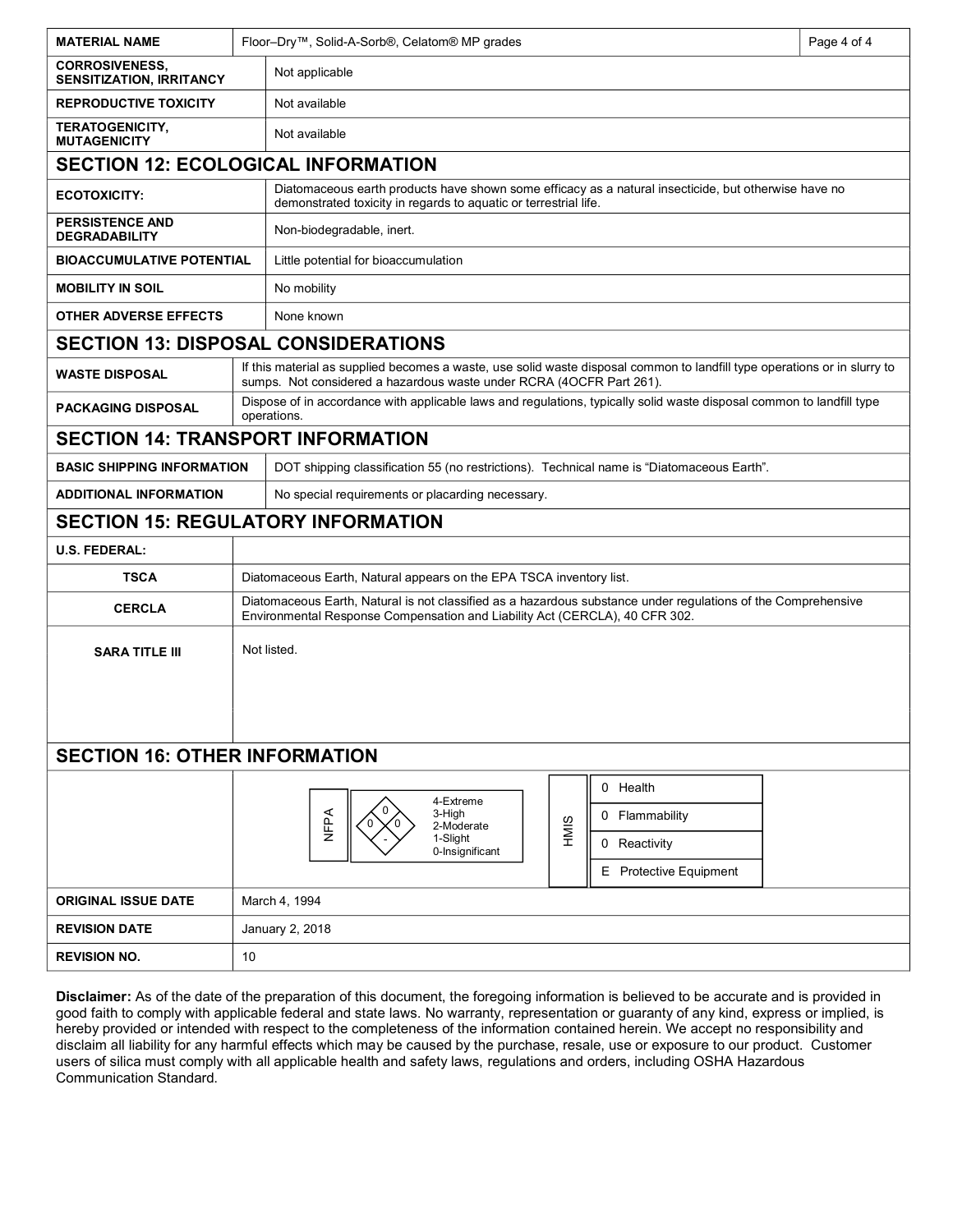| | |
|---|---|
| **MATERIAL NAME** | Floor–Dry™, Solid-A-Sorb®, Celatom® MP grades |
| **CORROSIVENESS, SENSITIZATION, IRRITANCY** | Not applicable |
| **REPRODUCTIVE TOXICITY** | Not available |
| **TERATOGENICITY, MUTAGENICITY** | Not available |

## SECTION 12: ECOLOGICAL INFORMATION

| | |
|---|---|
| **ECOTOXICITY:** | Diatomaceous earth products have shown some efficacy as a natural insecticide, but otherwise have no demonstrated toxicity in regards to aquatic or terrestrial life. |
| **PERSISTENCE AND DEGRADABILITY** | Non-biodegradable, inert. |
| **BIOACCUMULATIVE POTENTIAL** | Little potential for bioaccumulation |
| **MOBILITY IN SOIL** | No mobility |
| **OTHER ADVERSE EFFECTS** | None known |

## SECTION 13: DISPOSAL CONSIDERATIONS

| | |
|---|---|
| **WASTE DISPOSAL** | If this material as supplied becomes a waste, use solid waste disposal common to landfill type operations or in slurry to sumps. Not considered a hazardous waste under RCRA (4OCFR Part 261). |
| **PACKAGING DISPOSAL** | Dispose of in accordance with applicable laws and regulations, typically solid waste disposal common to landfill type operations. |

## SECTION 14: TRANSPORT INFORMATION

| | |
|---|---|
| **BASIC SHIPPING INFORMATION** | DOT shipping classification 55 (no restrictions). Technical name is “Diatomaceous Earth”. |
| **ADDITIONAL INFORMATION** | No special requirements or placarding necessary. |

## SECTION 15: REGULATORY INFORMATION

| | |
|---|---|
| **U.S. FEDERAL:** | |
| **TSCA** | Diatomaceous Earth, Natural appears on the EPA TSCA inventory list. |
| **CERCLA** | Diatomaceous Earth, Natural is not classified as a hazardous substance under regulations of the Comprehensive Environmental Response Compensation and Liability Act (CERCLA), 40 CFR 302. |
| **SARA TITLE III** | Not listed. |

## SECTION 16: OTHER INFORMATION

NFPA: 0 (top), 0 (left), 0 (right), - (bottom)

4-Extreme
3-High
2-Moderate
1-Slight
0-Insignificant

HMIS:
0 Health
0 Flammability
0 Reactivity
E Protective Equipment

| | |
|---|---|
| **ORIGINAL ISSUE DATE** | March 4, 1994 |
| **REVISION DATE** | January 2, 2018 |
| **REVISION NO.** | 10 |

**Disclaimer:** As of the date of the preparation of this document, the foregoing information is believed to be accurate and is provided in good faith to comply with applicable federal and state laws. No warranty, representation or guaranty of any kind, express or implied, is hereby provided or intended with respect to the completeness of the information contained herein. We accept no responsibility and disclaim all liability for any harmful effects which may be caused by the purchase, resale, use or exposure to our product. Customer users of silica must comply with all applicable health and safety laws, regulations and orders, including OSHA Hazardous Communication Standard.